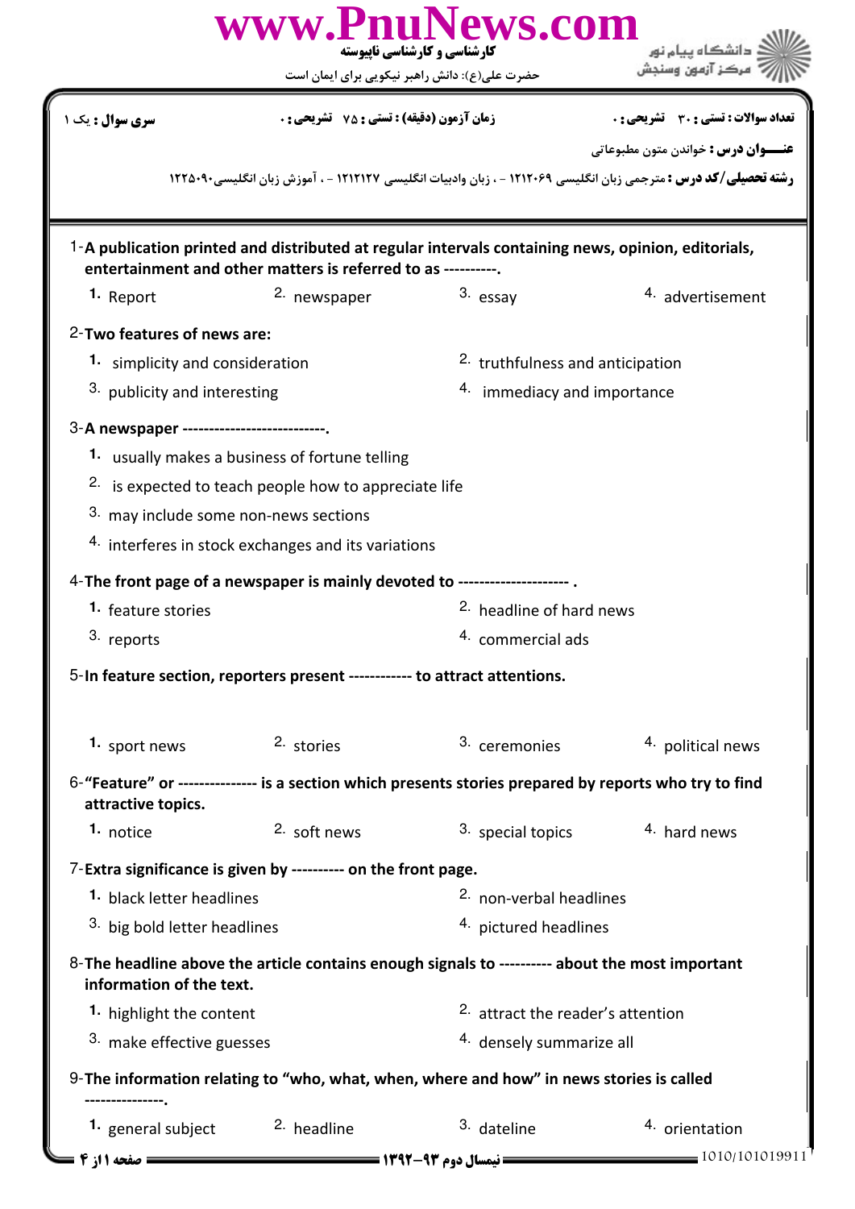کارشناسی و کارشناسی ناپیوسته

حضرت علی(ع): دانش راهبر نیکویی برای ایمان است

دانشگاه پیام نور
مرکز آزمون وسنجش

**سری سوال :** یک ۱ | **زمان آزمون (دقیقه) : تستی :** ۷۵ **تشریحی :** ۰ | **تعداد سوالات : تستی :** ۳۰ **تشریحی :** ۰

**عنـــوان درس :** خواندن متون مطبوعاتی

**رشته تحصیلی/کد درس :** مترجمی زبان انگلیسی ۱۲۱۲۰۶۹ - ، زبان وادبیات انگلیسی ۱۲۱۲۱۲۷ - ، آموزش زبان انگلیسی۱۲۲۵۰۹۰

1-**A publication printed and distributed at regular intervals containing news, opinion, editorials, entertainment and other matters is referred to as ----------.**

1. Report
2. newspaper
3. essay
4. advertisement

2-**Two features of news are:**

1. simplicity and consideration
2. truthfulness and anticipation
3. publicity and interesting
4. immediacy and importance

3-**A newspaper --------------------------.**

1. usually makes a business of fortune telling
2. is expected to teach people how to appreciate life
3. may include some non-news sections
4. interferes in stock exchanges and its variations

4-**The front page of a newspaper is mainly devoted to -------------------- .**

1. feature stories
2. headline of hard news
3. reports
4. commercial ads

5-**In feature section, reporters present ------------ to attract attentions.**

1. sport news
2. stories
3. ceremonies
4. political news

6-**"Feature" or -------------- is a section which presents stories prepared by reports who try to find attractive topics.**

1. notice
2. soft news
3. special topics
4. hard news

7-**Extra significance is given by ---------- on the front page.**

1. black letter headlines
2. non-verbal headlines
3. big bold letter headlines
4. pictured headlines

8-**The headline above the article contains enough signals to ---------- about the most important information of the text.**

1. highlight the content
2. attract the reader's attention
3. make effective guesses
4. densely summarize all

9-**The information relating to "who, what, when, where and how" in news stories is called ---------------.**

1. general subject
2. headline
3. dateline
4. orientation

نیمسال دوم ۹۳-۱۳۹۲

1010/101019911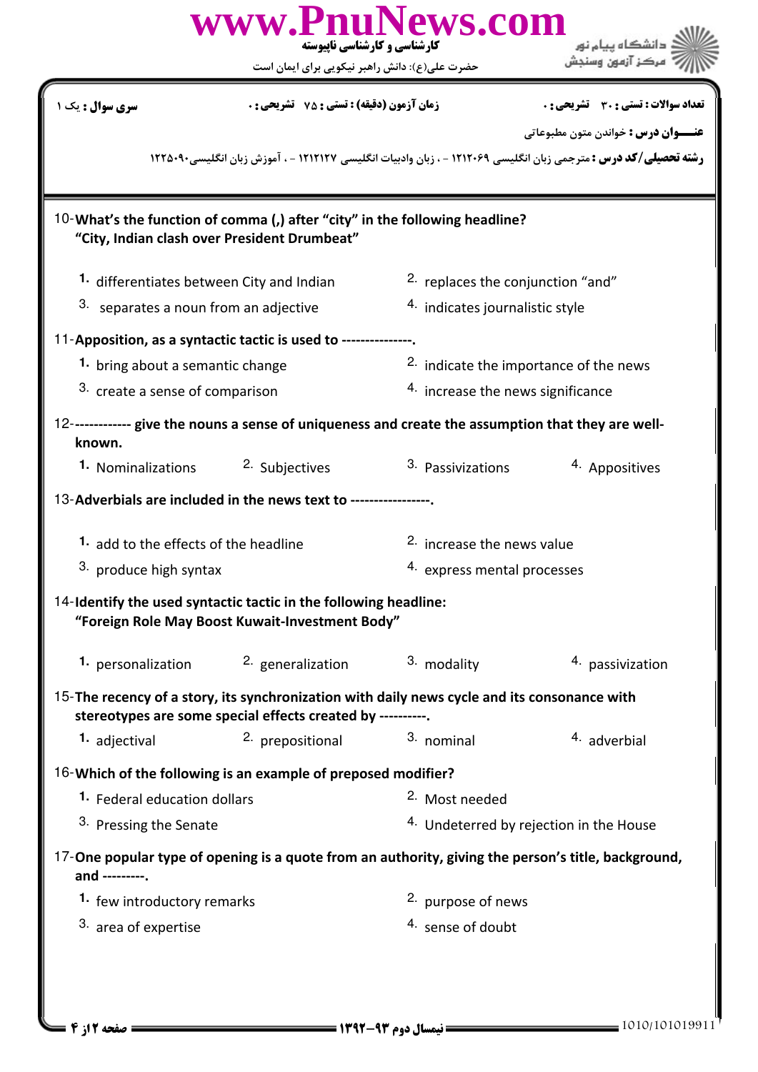10-**What's the function of comma (,) after "city" in the following headline?**
**"City, Indian clash over President Drumbeat"**

1. differentiates between City and Indian
2. replaces the conjunction "and"
3. separates a noun from an adjective
4. indicates journalistic style

11-**Apposition, as a syntactic tactic is used to ---------------.**

1. bring about a semantic change
2. indicate the importance of the news
3. create a sense of comparison
4. increase the news significance

12-**------------ give the nouns a sense of uniqueness and create the assumption that they are well-known.**

1. Nominalizations
2. Subjectives
3. Passivizations
4. Appositives

13-**Adverbials are included in the news text to -----------------.**

1. add to the effects of the headline
2. increase the news value
3. produce high syntax
4. express mental processes

14-**Identify the used syntactic tactic in the following headline:**
**"Foreign Role May Boost Kuwait-Investment Body"**

1. personalization
2. generalization
3. modality
4. passivization

15-**The recency of a story, its synchronization with daily news cycle and its consonance with stereotypes are some special effects created by ----------.**

1. adjectival
2. prepositional
3. nominal
4. adverbial

16-**Which of the following is an example of preposed modifier?**

1. Federal education dollars
2. Most needed
3. Pressing the Senate
4. Undeterred by rejection in the House

17-**One popular type of opening is a quote from an authority, giving the person's title, background, and ---------.**

1. few introductory remarks
2. purpose of news
3. area of expertise
4. sense of doubt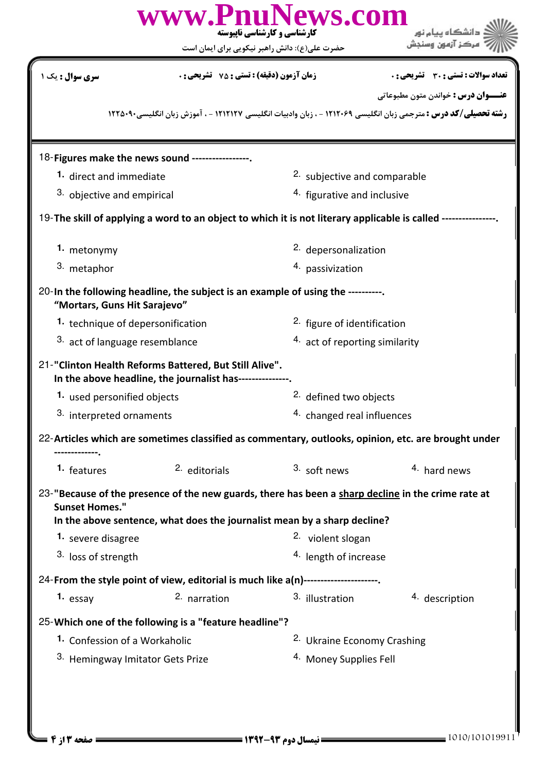**تعداد سوالات : تستی : ۳۰ تشریحی : ۰** | **زمان آزمون (دقیقه) : تستی : ۷۵ تشریحی : ۰** | **سری سوال : یک ۱**

**عنـــوان درس :** خواندن متون مطبوعاتی

**رشته تحصیلی/کد درس :** مترجمی زبان انگلیسی ۱۲۱۲۰۶۹ - ، زبان وادبیات انگلیسی ۱۲۱۲۱۲۷ - ، آموزش زبان انگلیسی۱۲۲۵۰۹۰

18-**Figures make the news sound ----------------.**

1. direct and immediate
2. subjective and comparable
3. objective and empirical
4. figurative and inclusive

19-**The skill of applying a word to an object to which it is not literary applicable is called ----------------.**

1. metonymy
2. depersonalization
3. metaphor
4. passivization

20-**In the following headline, the subject is an example of using the ----------.**
**"Mortars, Guns Hit Sarajevo"**

1. technique of depersonification
2. figure of identification
3. act of language resemblance
4. act of reporting similarity

21-**"Clinton Health Reforms Battered, But Still Alive".**
**In the above headline, the journalist has---------------.**

1. used personified objects
2. defined two objects
3. interpreted ornaments
4. changed real influences

22-**Articles which are sometimes classified as commentary, outlooks, opinion, etc. are brought under -------------.**

1. features
2. editorials
3. soft news
4. hard news

23-**"Because of the presence of the new guards, there has been a sharp decline in the crime rate at Sunset Homes."**
**In the above sentence, what does the journalist mean by a sharp decline?**

1. severe disagree
2. violent slogan
3. loss of strength
4. length of increase

24-**From the style point of view, editorial is much like a(n)---------------------.**

1. essay
2. narration
3. illustration
4. description

25-**Which one of the following is a "feature headline"?**

1. Confession of a Workaholic
2. Ukraine Economy Crashing
3. Hemingway Imitator Gets Prize
4. Money Supplies Fell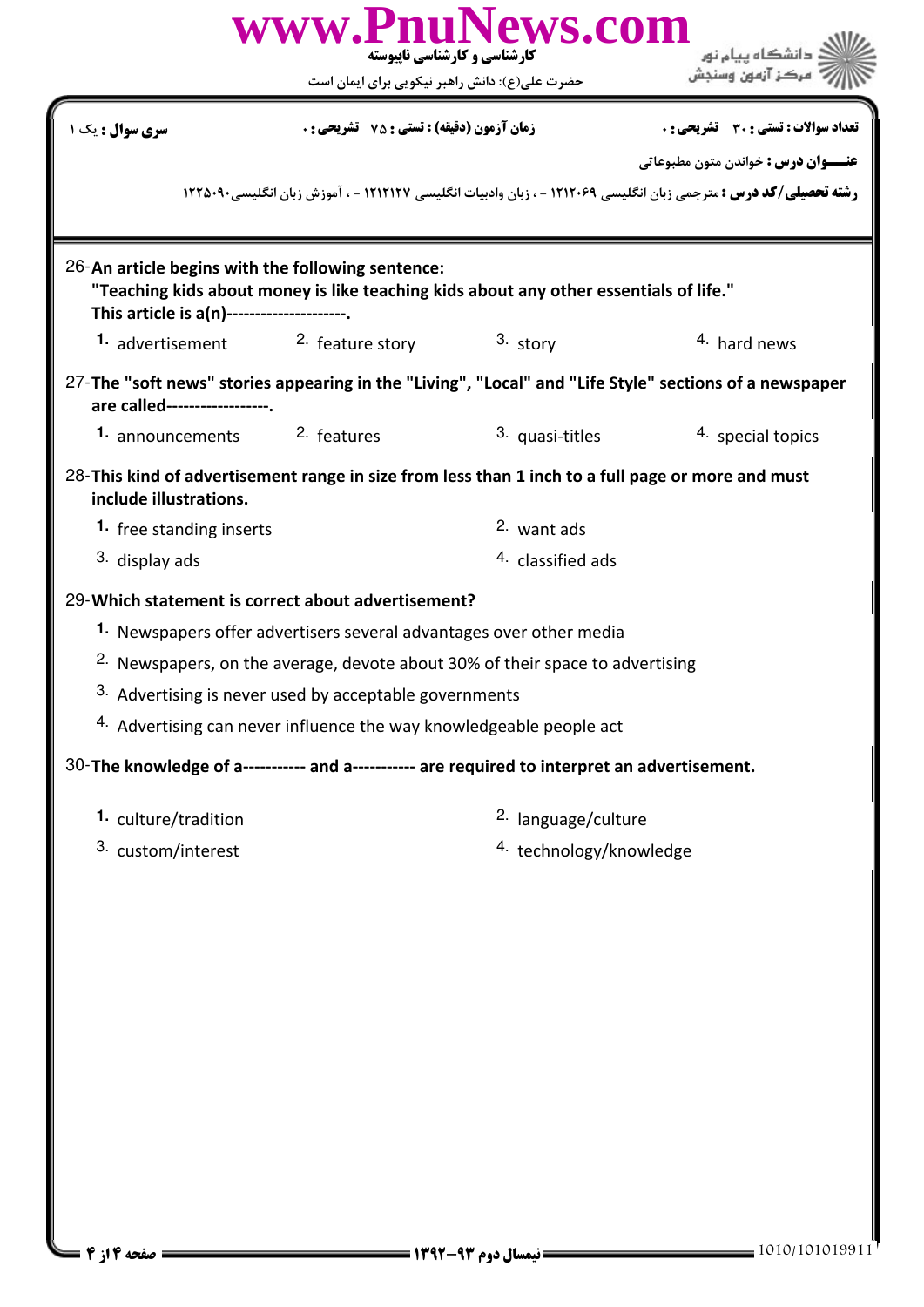26-**An article begins with the following sentence:**
**"Teaching kids about money is like teaching kids about any other essentials of life."**
**This article is a(n)---------------------.**

1. advertisement
2. feature story
3. story
4. hard news

27-**The "soft news" stories appearing in the "Living", "Local" and "Life Style" sections of a newspaper are called------------------.**

1. announcements
2. features
3. quasi-titles
4. special topics

28-**This kind of advertisement range in size from less than 1 inch to a full page or more and must include illustrations.**

1. free standing inserts
2. want ads
3. display ads
4. classified ads

29-**Which statement is correct about advertisement?**

1. Newspapers offer advertisers several advantages over other media
2. Newspapers, on the average, devote about 30% of their space to advertising
3. Advertising is never used by acceptable governments
4. Advertising can never influence the way knowledgeable people act

30-**The knowledge of a----------- and a----------- are required to interpret an advertisement.**

1. culture/tradition
2. language/culture
3. custom/interest
4. technology/knowledge